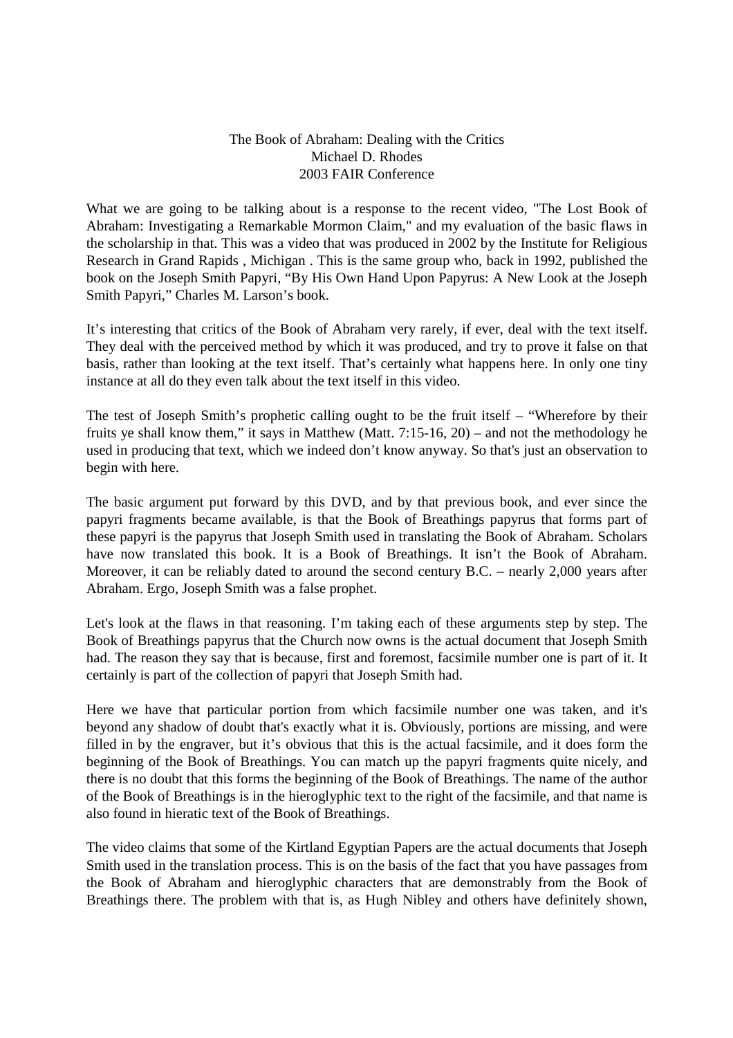# The Book of Abraham: Dealing with the Critics

Michael D. Rhodes

2003 FAIR Conference

What we are going to be talking about is a response to the recent video, "The Lost Book of Abraham: Investigating a Remarkable Mormon Claim," and my evaluation of the basic flaws in the scholarship in that. This was a video that was produced in 2002 by the Institute for Religious Research in Grand Rapids , Michigan . This is the same group who, back in 1992, published the book on the Joseph Smith Papyri, "By His Own Hand Upon Papyrus: A New Look at the Joseph Smith Papyri," Charles M. Larson's book.

It's interesting that critics of the Book of Abraham very rarely, if ever, deal with the text itself. They deal with the perceived method by which it was produced, and try to prove it false on that basis, rather than looking at the text itself. That's certainly what happens here. In only one tiny instance at all do they even talk about the text itself in this video.

The test of Joseph Smith's prophetic calling ought to be the fruit itself – "Wherefore by their fruits ye shall know them," it says in Matthew (Matt. 7:15-16, 20) – and not the methodology he used in producing that text, which we indeed don't know anyway. So that's just an observation to begin with here.

The basic argument put forward by this DVD, and by that previous book, and ever since the papyri fragments became available, is that the Book of Breathings papyrus that forms part of these papyri is the papyrus that Joseph Smith used in translating the Book of Abraham. Scholars have now translated this book. It is a Book of Breathings. It isn't the Book of Abraham. Moreover, it can be reliably dated to around the second century B.C. – nearly 2,000 years after Abraham. Ergo, Joseph Smith was a false prophet.

Let's look at the flaws in that reasoning. I'm taking each of these arguments step by step. The Book of Breathings papyrus that the Church now owns is the actual document that Joseph Smith had. The reason they say that is because, first and foremost, facsimile number one is part of it. It certainly is part of the collection of papyri that Joseph Smith had.

Here we have that particular portion from which facsimile number one was taken, and it's beyond any shadow of doubt that's exactly what it is. Obviously, portions are missing, and were filled in by the engraver, but it's obvious that this is the actual facsimile, and it does form the beginning of the Book of Breathings. You can match up the papyri fragments quite nicely, and there is no doubt that this forms the beginning of the Book of Breathings. The name of the author of the Book of Breathings is in the hieroglyphic text to the right of the facsimile, and that name is also found in hieratic text of the Book of Breathings.

The video claims that some of the Kirtland Egyptian Papers are the actual documents that Joseph Smith used in the translation process. This is on the basis of the fact that you have passages from the Book of Abraham and hieroglyphic characters that are demonstrably from the Book of Breathings there. The problem with that is, as Hugh Nibley and others have definitely shown,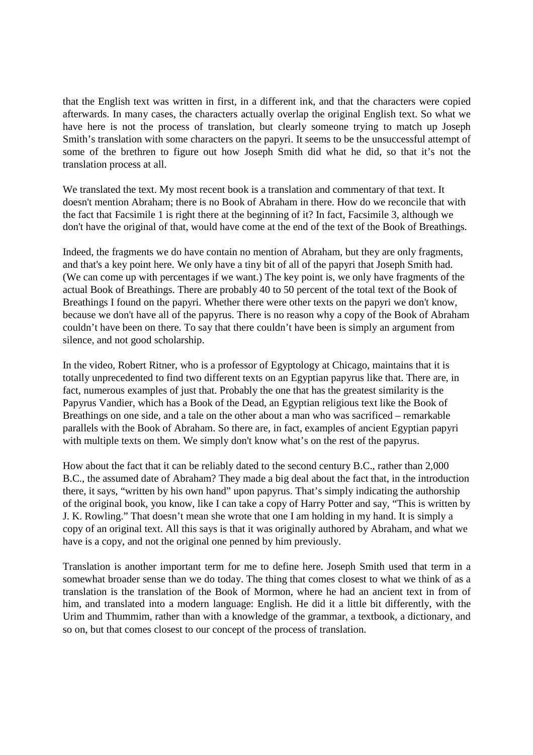that the English text was written in first, in a different ink, and that the characters were copied afterwards. In many cases, the characters actually overlap the original English text. So what we have here is not the process of translation, but clearly someone trying to match up Joseph Smith's translation with some characters on the papyri. It seems to be the unsuccessful attempt of some of the brethren to figure out how Joseph Smith did what he did, so that it's not the translation process at all.

We translated the text. My most recent book is a translation and commentary of that text. It doesn't mention Abraham; there is no Book of Abraham in there. How do we reconcile that with the fact that Facsimile 1 is right there at the beginning of it? In fact, Facsimile 3, although we don't have the original of that, would have come at the end of the text of the Book of Breathings.

Indeed, the fragments we do have contain no mention of Abraham, but they are only fragments, and that's a key point here. We only have a tiny bit of all of the papyri that Joseph Smith had. (We can come up with percentages if we want.) The key point is, we only have fragments of the actual Book of Breathings. There are probably 40 to 50 percent of the total text of the Book of Breathings I found on the papyri. Whether there were other texts on the papyri we don't know, because we don't have all of the papyrus. There is no reason why a copy of the Book of Abraham couldn't have been on there. To say that there couldn't have been is simply an argument from silence, and not good scholarship.

In the video, Robert Ritner, who is a professor of Egyptology at Chicago, maintains that it is totally unprecedented to find two different texts on an Egyptian papyrus like that. There are, in fact, numerous examples of just that. Probably the one that has the greatest similarity is the Papyrus Vandier, which has a Book of the Dead, an Egyptian religious text like the Book of Breathings on one side, and a tale on the other about a man who was sacrificed – remarkable parallels with the Book of Abraham. So there are, in fact, examples of ancient Egyptian papyri with multiple texts on them. We simply don't know what's on the rest of the papyrus.

How about the fact that it can be reliably dated to the second century B.C., rather than 2,000 B.C., the assumed date of Abraham? They made a big deal about the fact that, in the introduction there, it says, "written by his own hand" upon papyrus. That's simply indicating the authorship of the original book, you know, like I can take a copy of Harry Potter and say, "This is written by J. K. Rowling." That doesn't mean she wrote that one I am holding in my hand. It is simply a copy of an original text. All this says is that it was originally authored by Abraham, and what we have is a copy, and not the original one penned by him previously.

Translation is another important term for me to define here. Joseph Smith used that term in a somewhat broader sense than we do today. The thing that comes closest to what we think of as a translation is the translation of the Book of Mormon, where he had an ancient text in from of him, and translated into a modern language: English. He did it a little bit differently, with the Urim and Thummim, rather than with a knowledge of the grammar, a textbook, a dictionary, and so on, but that comes closest to our concept of the process of translation.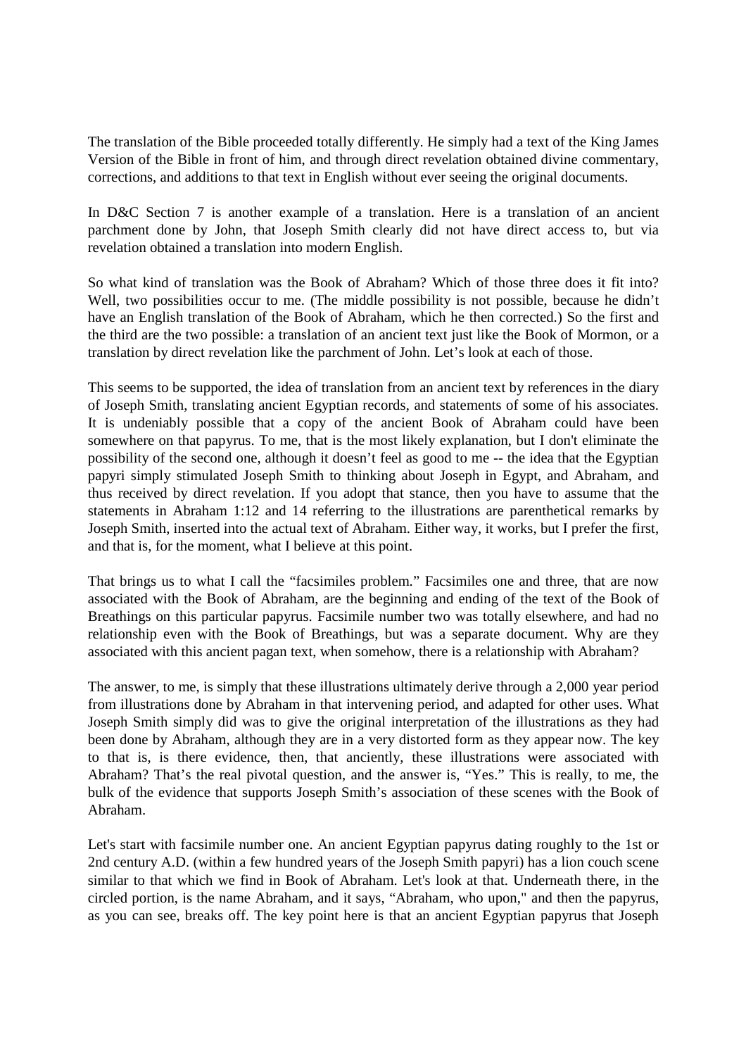The translation of the Bible proceeded totally differently. He simply had a text of the King James Version of the Bible in front of him, and through direct revelation obtained divine commentary, corrections, and additions to that text in English without ever seeing the original documents.

In D&C Section 7 is another example of a translation. Here is a translation of an ancient parchment done by John, that Joseph Smith clearly did not have direct access to, but via revelation obtained a translation into modern English.

So what kind of translation was the Book of Abraham? Which of those three does it fit into? Well, two possibilities occur to me. (The middle possibility is not possible, because he didn't have an English translation of the Book of Abraham, which he then corrected.) So the first and the third are the two possible: a translation of an ancient text just like the Book of Mormon, or a translation by direct revelation like the parchment of John. Let's look at each of those.

This seems to be supported, the idea of translation from an ancient text by references in the diary of Joseph Smith, translating ancient Egyptian records, and statements of some of his associates. It is undeniably possible that a copy of the ancient Book of Abraham could have been somewhere on that papyrus. To me, that is the most likely explanation, but I don't eliminate the possibility of the second one, although it doesn't feel as good to me -- the idea that the Egyptian papyri simply stimulated Joseph Smith to thinking about Joseph in Egypt, and Abraham, and thus received by direct revelation. If you adopt that stance, then you have to assume that the statements in Abraham 1:12 and 14 referring to the illustrations are parenthetical remarks by Joseph Smith, inserted into the actual text of Abraham. Either way, it works, but I prefer the first, and that is, for the moment, what I believe at this point.

That brings us to what I call the "facsimiles problem." Facsimiles one and three, that are now associated with the Book of Abraham, are the beginning and ending of the text of the Book of Breathings on this particular papyrus. Facsimile number two was totally elsewhere, and had no relationship even with the Book of Breathings, but was a separate document. Why are they associated with this ancient pagan text, when somehow, there is a relationship with Abraham?

The answer, to me, is simply that these illustrations ultimately derive through a 2,000 year period from illustrations done by Abraham in that intervening period, and adapted for other uses. What Joseph Smith simply did was to give the original interpretation of the illustrations as they had been done by Abraham, although they are in a very distorted form as they appear now. The key to that is, is there evidence, then, that anciently, these illustrations were associated with Abraham? That's the real pivotal question, and the answer is, "Yes." This is really, to me, the bulk of the evidence that supports Joseph Smith's association of these scenes with the Book of Abraham.

Let's start with facsimile number one. An ancient Egyptian papyrus dating roughly to the 1st or 2nd century A.D. (within a few hundred years of the Joseph Smith papyri) has a lion couch scene similar to that which we find in Book of Abraham. Let's look at that. Underneath there, in the circled portion, is the name Abraham, and it says, "Abraham, who upon," and then the papyrus, as you can see, breaks off. The key point here is that an ancient Egyptian papyrus that Joseph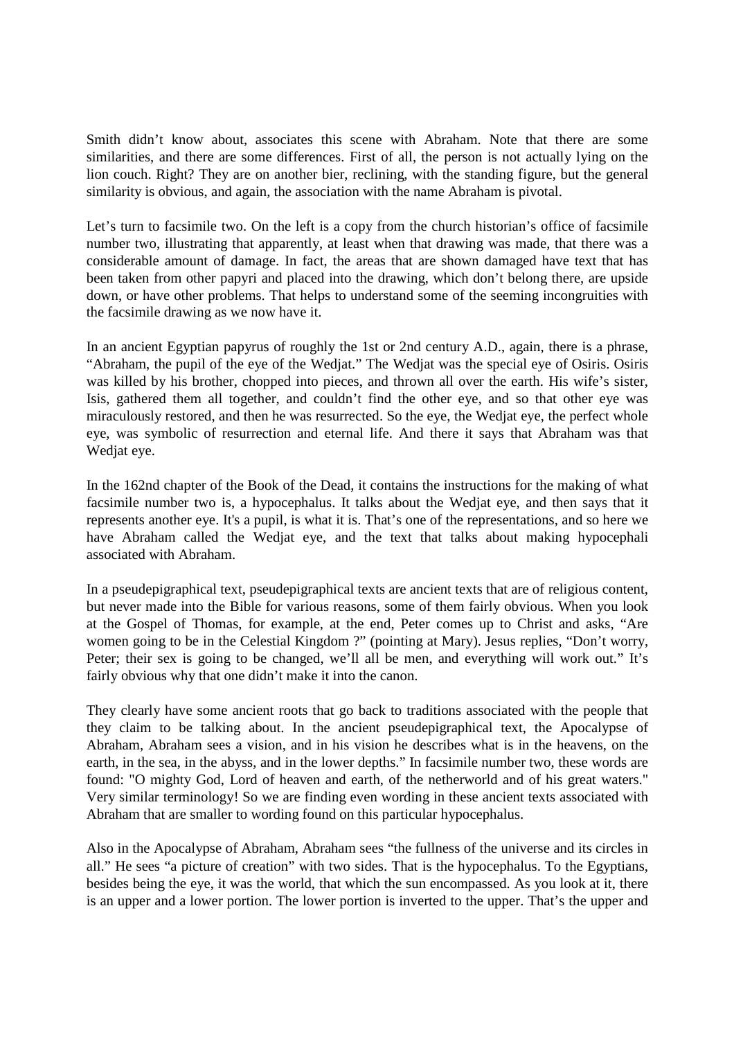Smith didn't know about, associates this scene with Abraham. Note that there are some similarities, and there are some differences. First of all, the person is not actually lying on the lion couch. Right? They are on another bier, reclining, with the standing figure, but the general similarity is obvious, and again, the association with the name Abraham is pivotal.

Let's turn to facsimile two. On the left is a copy from the church historian's office of facsimile number two, illustrating that apparently, at least when that drawing was made, that there was a considerable amount of damage. In fact, the areas that are shown damaged have text that has been taken from other papyri and placed into the drawing, which don't belong there, are upside down, or have other problems. That helps to understand some of the seeming incongruities with the facsimile drawing as we now have it.

In an ancient Egyptian papyrus of roughly the 1st or 2nd century A.D., again, there is a phrase, "Abraham, the pupil of the eye of the Wedjat." The Wedjat was the special eye of Osiris. Osiris was killed by his brother, chopped into pieces, and thrown all over the earth. His wife's sister, Isis, gathered them all together, and couldn't find the other eye, and so that other eye was miraculously restored, and then he was resurrected. So the eye, the Wedjat eye, the perfect whole eye, was symbolic of resurrection and eternal life. And there it says that Abraham was that Wedjat eye.

In the 162nd chapter of the Book of the Dead, it contains the instructions for the making of what facsimile number two is, a hypocephalus. It talks about the Wedjat eye, and then says that it represents another eye. It's a pupil, is what it is. That's one of the representations, and so here we have Abraham called the Wedjat eye, and the text that talks about making hypocephali associated with Abraham.

In a pseudepigraphical text, pseudepigraphical texts are ancient texts that are of religious content, but never made into the Bible for various reasons, some of them fairly obvious. When you look at the Gospel of Thomas, for example, at the end, Peter comes up to Christ and asks, "Are women going to be in the Celestial Kingdom ?" (pointing at Mary). Jesus replies, "Don't worry, Peter; their sex is going to be changed, we'll all be men, and everything will work out." It's fairly obvious why that one didn't make it into the canon.

They clearly have some ancient roots that go back to traditions associated with the people that they claim to be talking about. In the ancient pseudepigraphical text, the Apocalypse of Abraham, Abraham sees a vision, and in his vision he describes what is in the heavens, on the earth, in the sea, in the abyss, and in the lower depths." In facsimile number two, these words are found: "O mighty God, Lord of heaven and earth, of the netherworld and of his great waters." Very similar terminology! So we are finding even wording in these ancient texts associated with Abraham that are smaller to wording found on this particular hypocephalus.

Also in the Apocalypse of Abraham, Abraham sees "the fullness of the universe and its circles in all." He sees "a picture of creation" with two sides. That is the hypocephalus. To the Egyptians, besides being the eye, it was the world, that which the sun encompassed. As you look at it, there is an upper and a lower portion. The lower portion is inverted to the upper. That's the upper and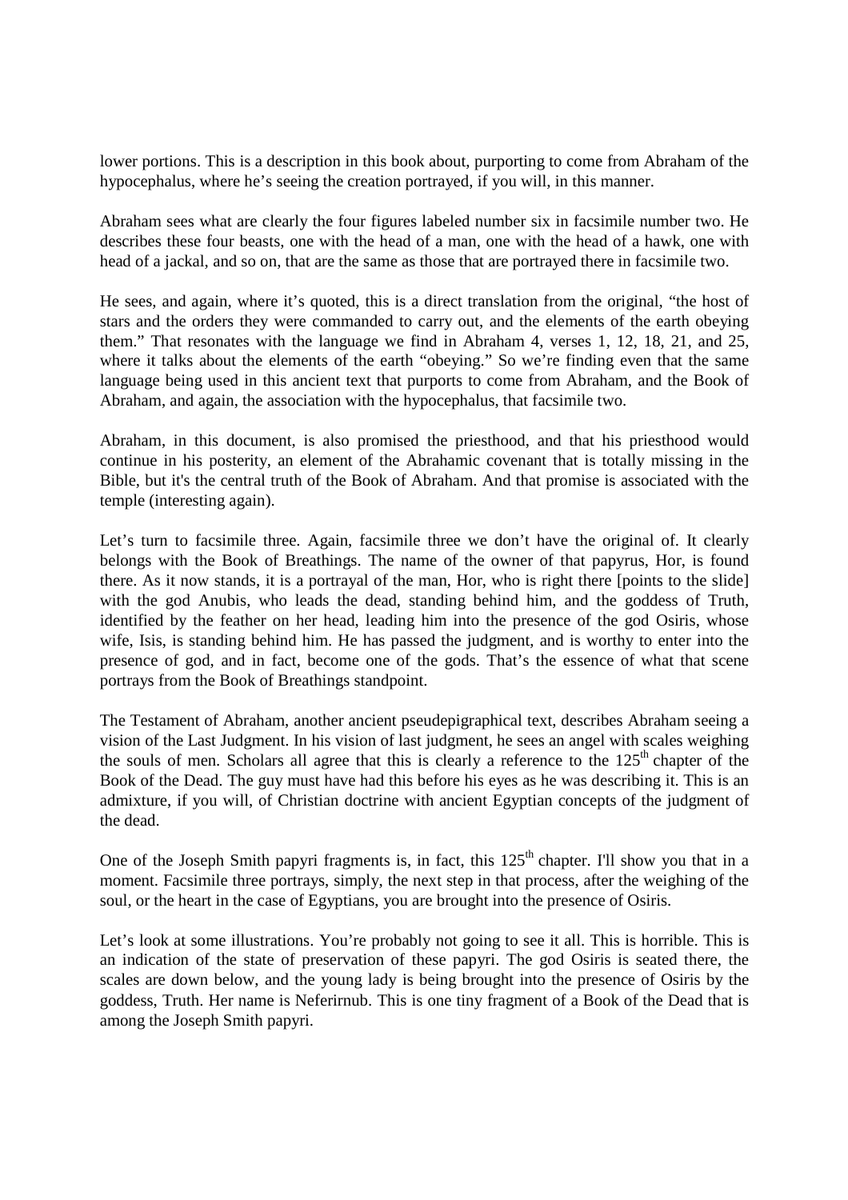lower portions. This is a description in this book about, purporting to come from Abraham of the hypocephalus, where he's seeing the creation portrayed, if you will, in this manner.

Abraham sees what are clearly the four figures labeled number six in facsimile number two. He describes these four beasts, one with the head of a man, one with the head of a hawk, one with head of a jackal, and so on, that are the same as those that are portrayed there in facsimile two.

He sees, and again, where it's quoted, this is a direct translation from the original, "the host of stars and the orders they were commanded to carry out, and the elements of the earth obeying them." That resonates with the language we find in Abraham 4, verses 1, 12, 18, 21, and 25, where it talks about the elements of the earth "obeying." So we're finding even that the same language being used in this ancient text that purports to come from Abraham, and the Book of Abraham, and again, the association with the hypocephalus, that facsimile two.

Abraham, in this document, is also promised the priesthood, and that his priesthood would continue in his posterity, an element of the Abrahamic covenant that is totally missing in the Bible, but it's the central truth of the Book of Abraham. And that promise is associated with the temple (interesting again).

Let's turn to facsimile three. Again, facsimile three we don't have the original of. It clearly belongs with the Book of Breathings. The name of the owner of that papyrus, Hor, is found there. As it now stands, it is a portrayal of the man, Hor, who is right there [points to the slide] with the god Anubis, who leads the dead, standing behind him, and the goddess of Truth, identified by the feather on her head, leading him into the presence of the god Osiris, whose wife, Isis, is standing behind him. He has passed the judgment, and is worthy to enter into the presence of god, and in fact, become one of the gods. That's the essence of what that scene portrays from the Book of Breathings standpoint.

The Testament of Abraham, another ancient pseudepigraphical text, describes Abraham seeing a vision of the Last Judgment. In his vision of last judgment, he sees an angel with scales weighing the souls of men. Scholars all agree that this is clearly a reference to the 125th chapter of the Book of the Dead. The guy must have had this before his eyes as he was describing it. This is an admixture, if you will, of Christian doctrine with ancient Egyptian concepts of the judgment of the dead.

One of the Joseph Smith papyri fragments is, in fact, this 125th chapter. I'll show you that in a moment. Facsimile three portrays, simply, the next step in that process, after the weighing of the soul, or the heart in the case of Egyptians, you are brought into the presence of Osiris.

Let's look at some illustrations. You're probably not going to see it all. This is horrible. This is an indication of the state of preservation of these papyri. The god Osiris is seated there, the scales are down below, and the young lady is being brought into the presence of Osiris by the goddess, Truth. Her name is Neferirnub. This is one tiny fragment of a Book of the Dead that is among the Joseph Smith papyri.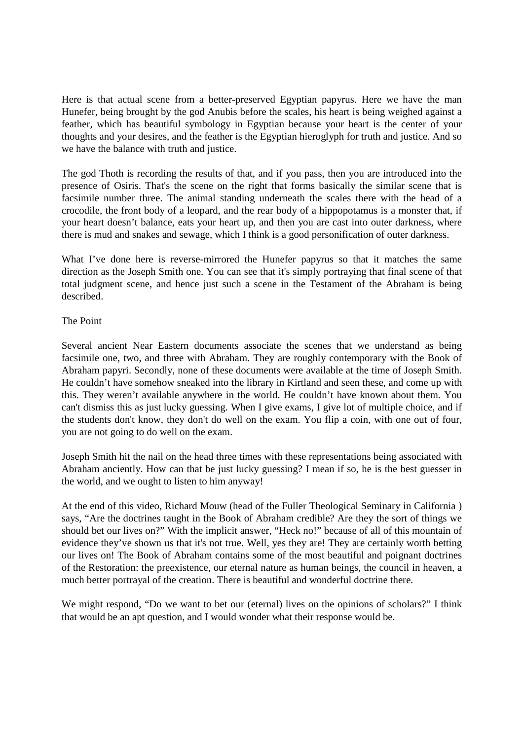Here is that actual scene from a better-preserved Egyptian papyrus. Here we have the man Hunefer, being brought by the god Anubis before the scales, his heart is being weighed against a feather, which has beautiful symbology in Egyptian because your heart is the center of your thoughts and your desires, and the feather is the Egyptian hieroglyph for truth and justice. And so we have the balance with truth and justice.

The god Thoth is recording the results of that, and if you pass, then you are introduced into the presence of Osiris. That's the scene on the right that forms basically the similar scene that is facsimile number three. The animal standing underneath the scales there with the head of a crocodile, the front body of a leopard, and the rear body of a hippopotamus is a monster that, if your heart doesn't balance, eats your heart up, and then you are cast into outer darkness, where there is mud and snakes and sewage, which I think is a good personification of outer darkness.

What I've done here is reverse-mirrored the Hunefer papyrus so that it matches the same direction as the Joseph Smith one. You can see that it's simply portraying that final scene of that total judgment scene, and hence just such a scene in the Testament of the Abraham is being described.

## The Point

Several ancient Near Eastern documents associate the scenes that we understand as being facsimile one, two, and three with Abraham. They are roughly contemporary with the Book of Abraham papyri. Secondly, none of these documents were available at the time of Joseph Smith. He couldn't have somehow sneaked into the library in Kirtland and seen these, and come up with this. They weren't available anywhere in the world. He couldn't have known about them. You can't dismiss this as just lucky guessing. When I give exams, I give lot of multiple choice, and if the students don't know, they don't do well on the exam. You flip a coin, with one out of four, you are not going to do well on the exam.

Joseph Smith hit the nail on the head three times with these representations being associated with Abraham anciently. How can that be just lucky guessing? I mean if so, he is the best guesser in the world, and we ought to listen to him anyway!

At the end of this video, Richard Mouw (head of the Fuller Theological Seminary in California ) says, "Are the doctrines taught in the Book of Abraham credible? Are they the sort of things we should bet our lives on?" With the implicit answer, "Heck no!" because of all of this mountain of evidence they've shown us that it's not true. Well, yes they are! They are certainly worth betting our lives on! The Book of Abraham contains some of the most beautiful and poignant doctrines of the Restoration: the preexistence, our eternal nature as human beings, the council in heaven, a much better portrayal of the creation. There is beautiful and wonderful doctrine there.

We might respond, "Do we want to bet our (eternal) lives on the opinions of scholars?" I think that would be an apt question, and I would wonder what their response would be.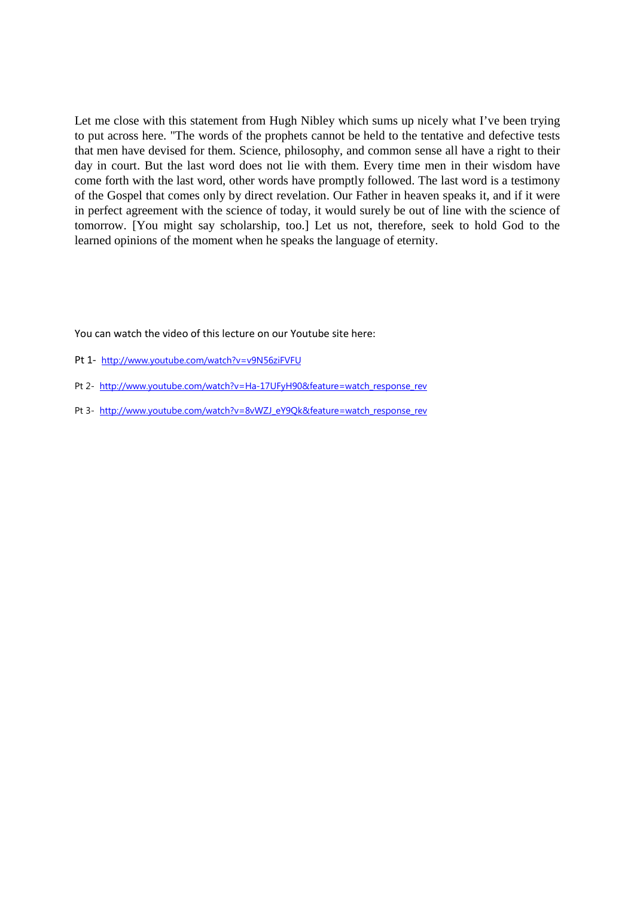Let me close with this statement from Hugh Nibley which sums up nicely what I've been trying to put across here. "The words of the prophets cannot be held to the tentative and defective tests that men have devised for them. Science, philosophy, and common sense all have a right to their day in court. But the last word does not lie with them. Every time men in their wisdom have come forth with the last word, other words have promptly followed. The last word is a testimony of the Gospel that comes only by direct revelation. Our Father in heaven speaks it, and if it were in perfect agreement with the science of today, it would surely be out of line with the science of tomorrow. [You might say scholarship, too.] Let us not, therefore, seek to hold God to the learned opinions of the moment when he speaks the language of eternity.

You can watch the video of this lecture on our Youtube site here:

Pt 1- http://www.youtube.com/watch?v=v9N56ziFVFU

Pt 2- http://www.youtube.com/watch?v=Ha-17UFyH90&feature=watch_response_rev

Pt 3- http://www.youtube.com/watch?v=8vWZJ_eY9Qk&feature=watch_response_rev